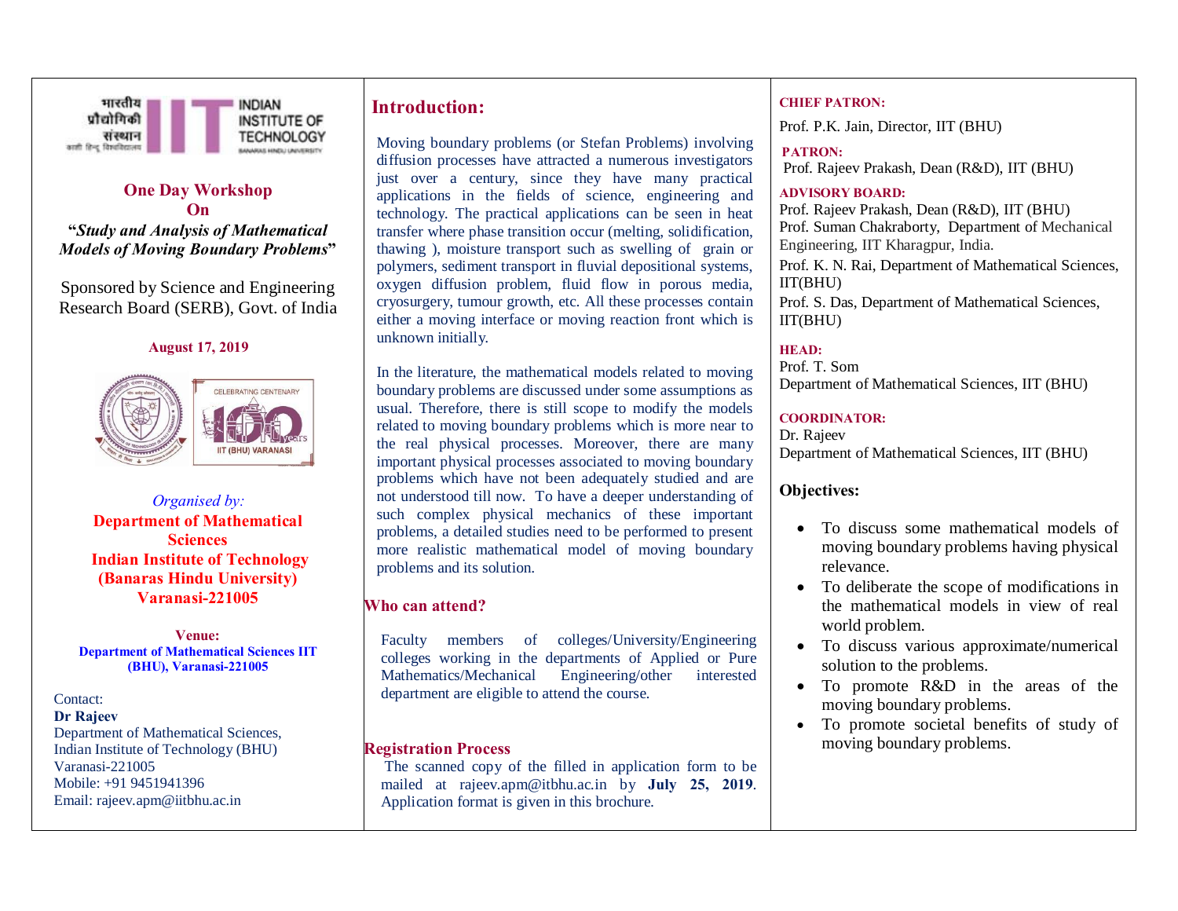भारतीय प्रौद्योगिकी संस्थान (काशी हिन्दू विश्वविद्यालय)
INDIAN INSTITUTE OF TECHNOLOGY (BANARAS HINDU UNIVERSITY)

## One Day Workshop On

## "*Study and Analysis of Mathematical Models of Moving Boundary Problems*"

Sponsored by Science and Engineering Research Board (SERB), Govt. of India

**August 17, 2019**

CELEBRATING CENTENARY 100 Years IIT (BHU) VARANASI

*Organised by:*

**Department of Mathematical Sciences**
**Indian Institute of Technology (Banaras Hindu University)**
**Varanasi-221005**

**Venue:**
**Department of Mathematical Sciences IIT (BHU), Varanasi-221005**

Contact:
**Dr Rajeev**
Department of Mathematical Sciences,
Indian Institute of Technology (BHU)
Varanasi-221005
Mobile: +91 9451941396
Email: rajeev.apm@iitbhu.ac.in

## Introduction:

Moving boundary problems (or Stefan Problems) involving diffusion processes have attracted a numerous investigators just over a century, since they have many practical applications in the fields of science, engineering and technology. The practical applications can be seen in heat transfer where phase transition occur (melting, solidification, thawing ), moisture transport such as swelling of grain or polymers, sediment transport in fluvial depositional systems, oxygen diffusion problem, fluid flow in porous media, cryosurgery, tumour growth, etc. All these processes contain either a moving interface or moving reaction front which is unknown initially.

In the literature, the mathematical models related to moving boundary problems are discussed under some assumptions as usual. Therefore, there is still scope to modify the models related to moving boundary problems which is more near to the real physical processes. Moreover, there are many important physical processes associated to moving boundary problems which have not been adequately studied and are not understood till now. To have a deeper understanding of such complex physical mechanics of these important problems, a detailed studies need to be performed to present more realistic mathematical model of moving boundary problems and its solution.

## Who can attend?

Faculty members of colleges/University/Engineering colleges working in the departments of Applied or Pure Mathematics/Mechanical Engineering/other interested department are eligible to attend the course.

## Registration Process

The scanned copy of the filled in application form to be mailed at rajeev.apm@itbhu.ac.in by **July 25, 2019**. Application format is given in this brochure.

**CHIEF PATRON:**

Prof. P.K. Jain, Director, IIT (BHU)

**PATRON:**

Prof. Rajeev Prakash, Dean (R&D), IIT (BHU)

**ADVISORY BOARD:**

Prof. Rajeev Prakash, Dean (R&D), IIT (BHU)
Prof. Suman Chakraborty, Department of Mechanical Engineering, IIT Kharagpur, India.
Prof. K. N. Rai, Department of Mathematical Sciences, IIT(BHU)
Prof. S. Das, Department of Mathematical Sciences, IIT(BHU)

**HEAD:**

Prof. T. Som
Department of Mathematical Sciences, IIT (BHU)

**COORDINATOR:**

Dr. Rajeev
Department of Mathematical Sciences, IIT (BHU)

## Objectives:

- To discuss some mathematical models of moving boundary problems having physical relevance.
- To deliberate the scope of modifications in the mathematical models in view of real world problem.
- To discuss various approximate/numerical solution to the problems.
- To promote R&D in the areas of the moving boundary problems.
- To promote societal benefits of study of moving boundary problems.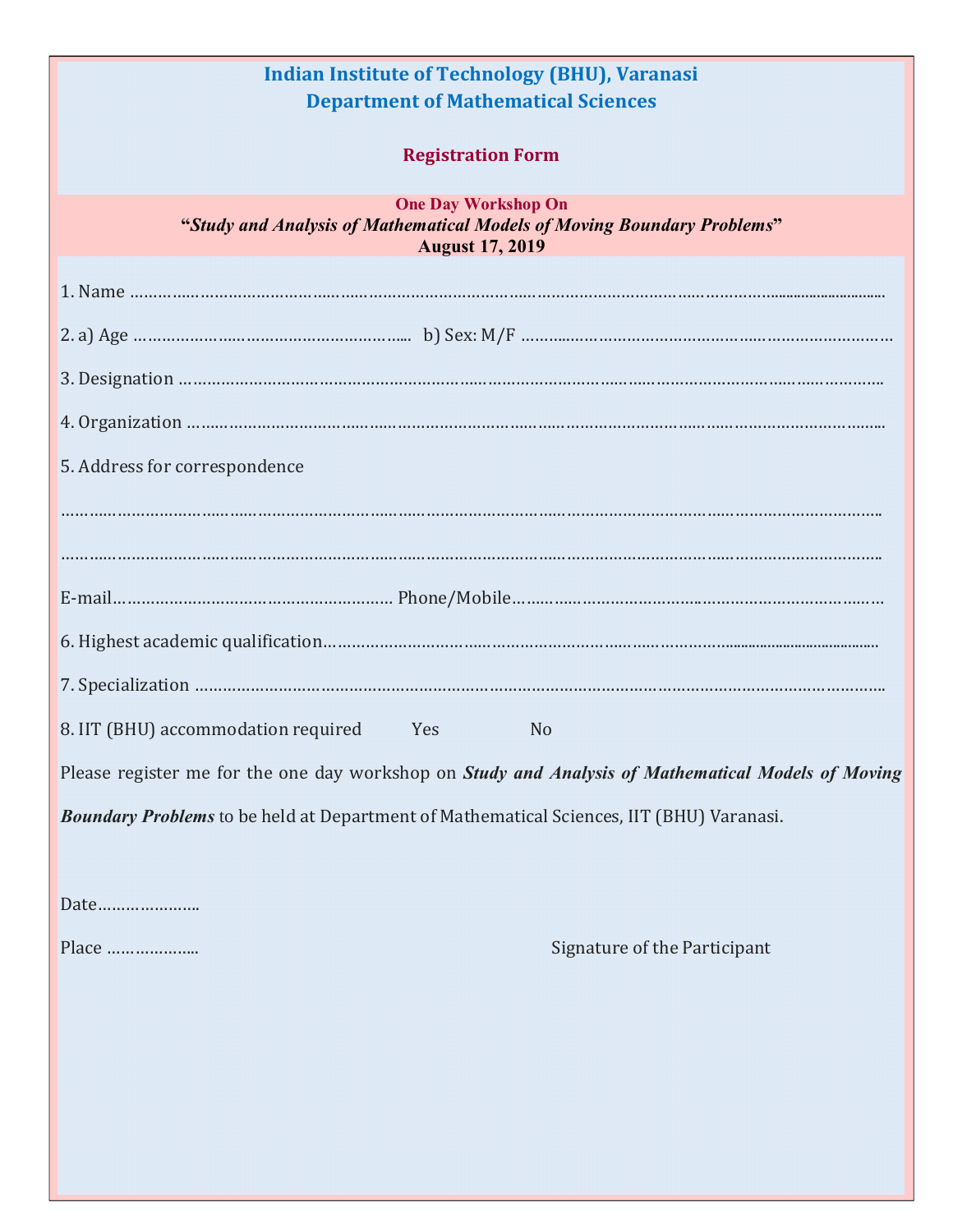## Indian Institute of Technology (BHU), Varanasi
## Department of Mathematical Sciences

### Registration Form

**One Day Workshop On**

**"*Study and Analysis of Mathematical Models of Moving Boundary Problems*"**

**August 17, 2019**

1. Name ……………………………………………………………………………………………………………

2. a) Age ……………………………………………… b) Sex: M/F ………………………………………………

3. Designation ……………………………………………………………………………………………………

4. Organization …………………………………………………………………………………………………

5. Address for correspondence

……………………………………………………………………………………………………………………

……………………………………………………………………………………………………………………

E-mail……………………………………………… Phone/Mobile……………………………………………

6. Highest academic qualification………………………………………………………………………………

7. Specialization …………………………………………………………………………………………………

8. IIT (BHU) accommodation required Yes No

Please register me for the one day workshop on ***Study and Analysis of Mathematical Models of Moving Boundary Problems*** to be held at Department of Mathematical Sciences, IIT (BHU) Varanasi.

Date…………………

Place ………………..

Signature of the Participant